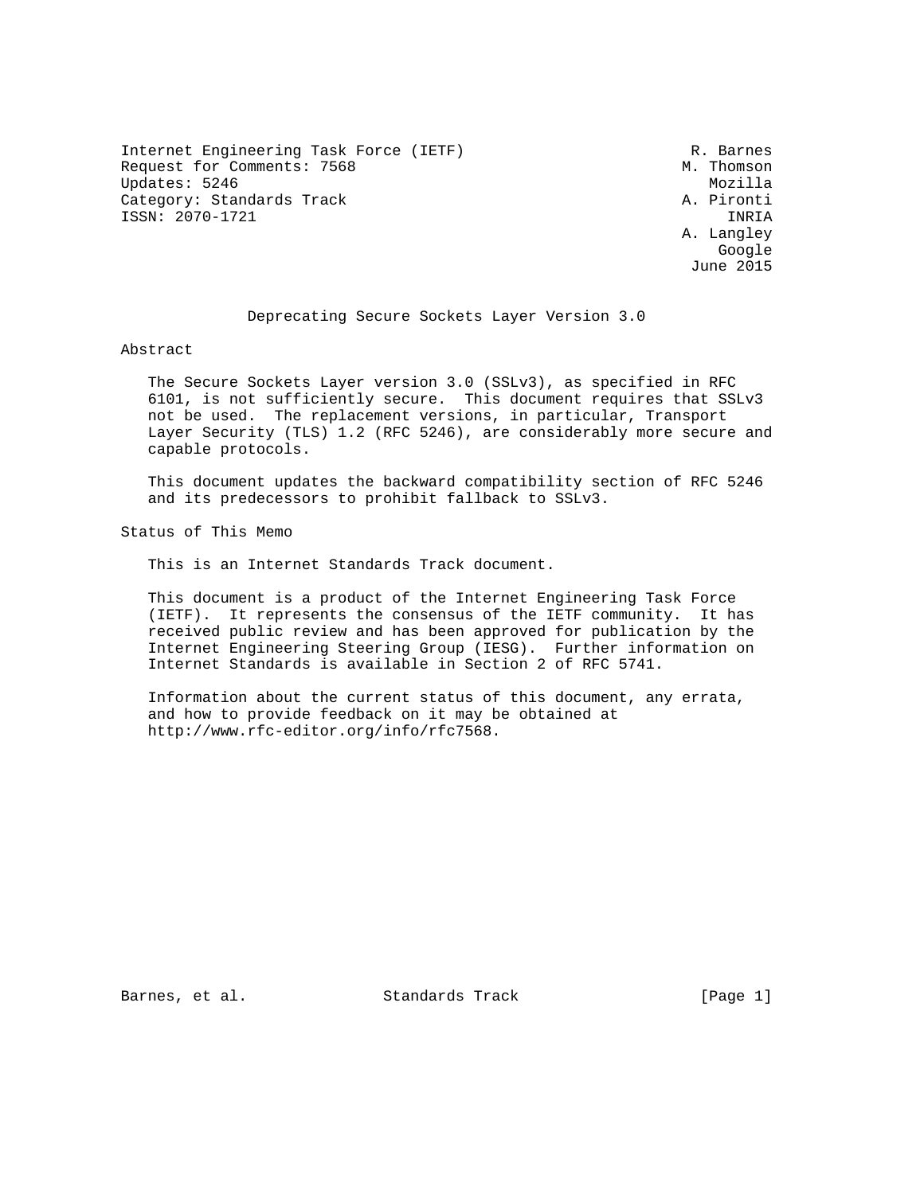Internet Engineering Task Force (IETF) R. Barnes
Request for Comments: 7568 M. Thomson
Updates: 5246 Mozilla
Category: Standards Track A. Pironti
ISSN: 2070-1721 INRIA
A. Langley
Google
June 2015

# Deprecating Secure Sockets Layer Version 3.0

## Abstract

The Secure Sockets Layer version 3.0 (SSLv3), as specified in RFC 6101, is not sufficiently secure. This document requires that SSLv3 not be used. The replacement versions, in particular, Transport Layer Security (TLS) 1.2 (RFC 5246), are considerably more secure and capable protocols.

This document updates the backward compatibility section of RFC 5246 and its predecessors to prohibit fallback to SSLv3.

## Status of This Memo

This is an Internet Standards Track document.

This document is a product of the Internet Engineering Task Force (IETF). It represents the consensus of the IETF community. It has received public review and has been approved for publication by the Internet Engineering Steering Group (IESG). Further information on Internet Standards is available in Section 2 of RFC 5741.

Information about the current status of this document, any errata, and how to provide feedback on it may be obtained at http://www.rfc-editor.org/info/rfc7568.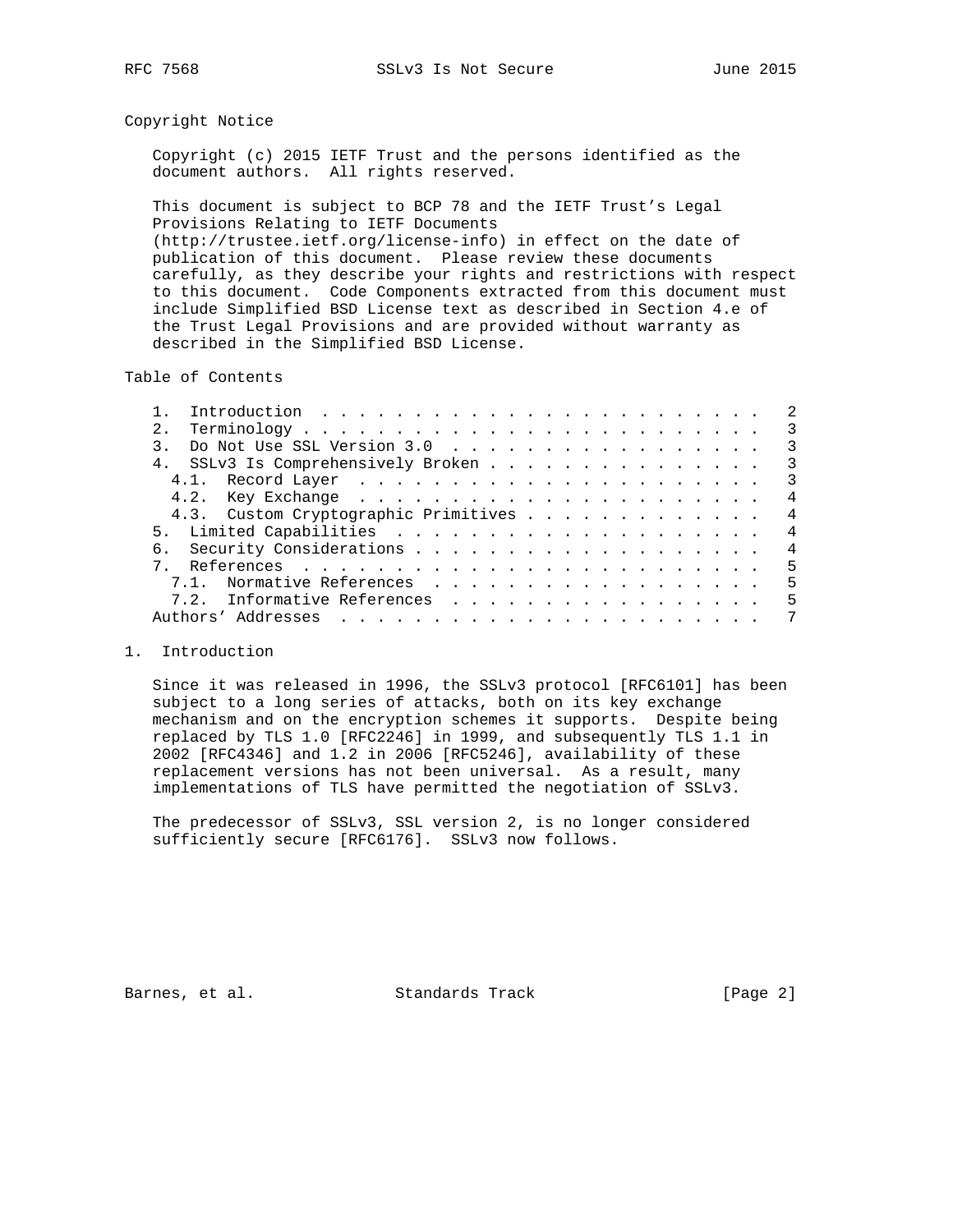## Copyright Notice

Copyright (c) 2015 IETF Trust and the persons identified as the document authors. All rights reserved.

This document is subject to BCP 78 and the IETF Trust's Legal Provisions Relating to IETF Documents (http://trustee.ietf.org/license-info) in effect on the date of publication of this document. Please review these documents carefully, as they describe your rights and restrictions with respect to this document. Code Components extracted from this document must include Simplified BSD License text as described in Section 4.e of the Trust Legal Provisions and are provided without warranty as described in the Simplified BSD License.

## Table of Contents

```
   1.  Introduction . . . . . . . . . . . . . . . . . . . . . . . .   2
   2.  Terminology . . . . . . . . . . . . . . . . . . . . . . . . .   3
   3.  Do Not Use SSL Version 3.0  . . . . . . . . . . . . . . . . .   3
   4.  SSLv3 Is Comprehensively Broken . . . . . . . . . . . . . . .   3
     4.1.  Record Layer  . . . . . . . . . . . . . . . . . . . . . .   3
     4.2.  Key Exchange  . . . . . . . . . . . . . . . . . . . . . .   4
     4.3.  Custom Cryptographic Primitives . . . . . . . . . . . . .   4
   5.  Limited Capabilities  . . . . . . . . . . . . . . . . . . . .   4
   6.  Security Considerations . . . . . . . . . . . . . . . . . . .   4
   7.  References  . . . . . . . . . . . . . . . . . . . . . . . . .   5
     7.1.  Normative References  . . . . . . . . . . . . . . . . . .   5
     7.2.  Informative References  . . . . . . . . . . . . . . . . .   5
   Authors' Addresses  . . . . . . . . . . . . . . . . . . . . . . .   7
```

## 1. Introduction

Since it was released in 1996, the SSLv3 protocol [RFC6101] has been subject to a long series of attacks, both on its key exchange mechanism and on the encryption schemes it supports. Despite being replaced by TLS 1.0 [RFC2246] in 1999, and subsequently TLS 1.1 in 2002 [RFC4346] and 1.2 in 2006 [RFC5246], availability of these replacement versions has not been universal. As a result, many implementations of TLS have permitted the negotiation of SSLv3.

The predecessor of SSLv3, SSL version 2, is no longer considered sufficiently secure [RFC6176]. SSLv3 now follows.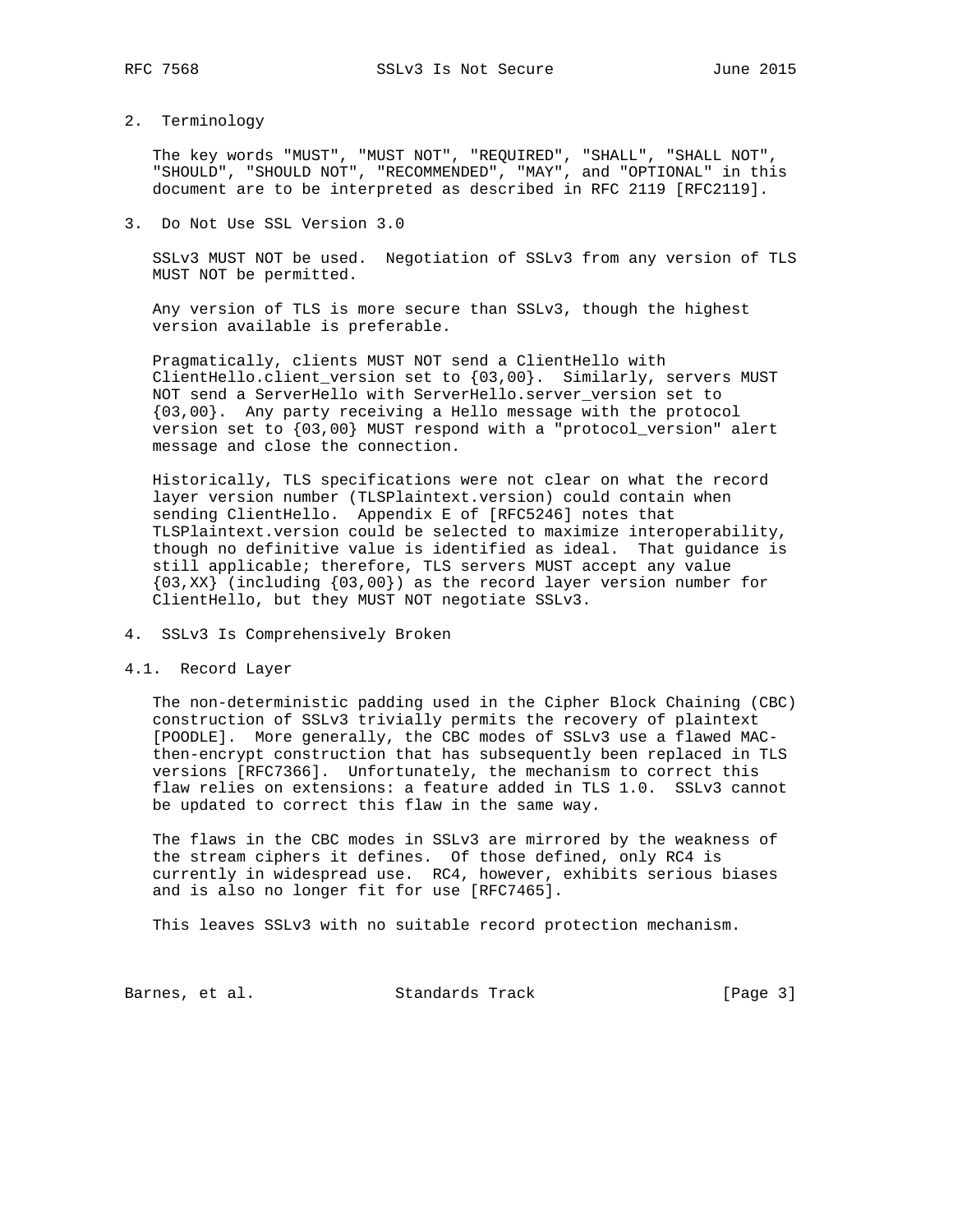## 2. Terminology

The key words "MUST", "MUST NOT", "REQUIRED", "SHALL", "SHALL NOT", "SHOULD", "SHOULD NOT", "RECOMMENDED", "MAY", and "OPTIONAL" in this document are to be interpreted as described in RFC 2119 [RFC2119].

## 3. Do Not Use SSL Version 3.0

SSLv3 MUST NOT be used. Negotiation of SSLv3 from any version of TLS MUST NOT be permitted.

Any version of TLS is more secure than SSLv3, though the highest version available is preferable.

Pragmatically, clients MUST NOT send a ClientHello with ClientHello.client_version set to {03,00}. Similarly, servers MUST NOT send a ServerHello with ServerHello.server_version set to {03,00}. Any party receiving a Hello message with the protocol version set to {03,00} MUST respond with a "protocol_version" alert message and close the connection.

Historically, TLS specifications were not clear on what the record layer version number (TLSPlaintext.version) could contain when sending ClientHello. Appendix E of [RFC5246] notes that TLSPlaintext.version could be selected to maximize interoperability, though no definitive value is identified as ideal. That guidance is still applicable; therefore, TLS servers MUST accept any value {03,XX} (including {03,00}) as the record layer version number for ClientHello, but they MUST NOT negotiate SSLv3.

## 4. SSLv3 Is Comprehensively Broken

### 4.1. Record Layer

The non-deterministic padding used in the Cipher Block Chaining (CBC) construction of SSLv3 trivially permits the recovery of plaintext [POODLE]. More generally, the CBC modes of SSLv3 use a flawed MAC-then-encrypt construction that has subsequently been replaced in TLS versions [RFC7366]. Unfortunately, the mechanism to correct this flaw relies on extensions: a feature added in TLS 1.0. SSLv3 cannot be updated to correct this flaw in the same way.

The flaws in the CBC modes in SSLv3 are mirrored by the weakness of the stream ciphers it defines. Of those defined, only RC4 is currently in widespread use. RC4, however, exhibits serious biases and is also no longer fit for use [RFC7465].

This leaves SSLv3 with no suitable record protection mechanism.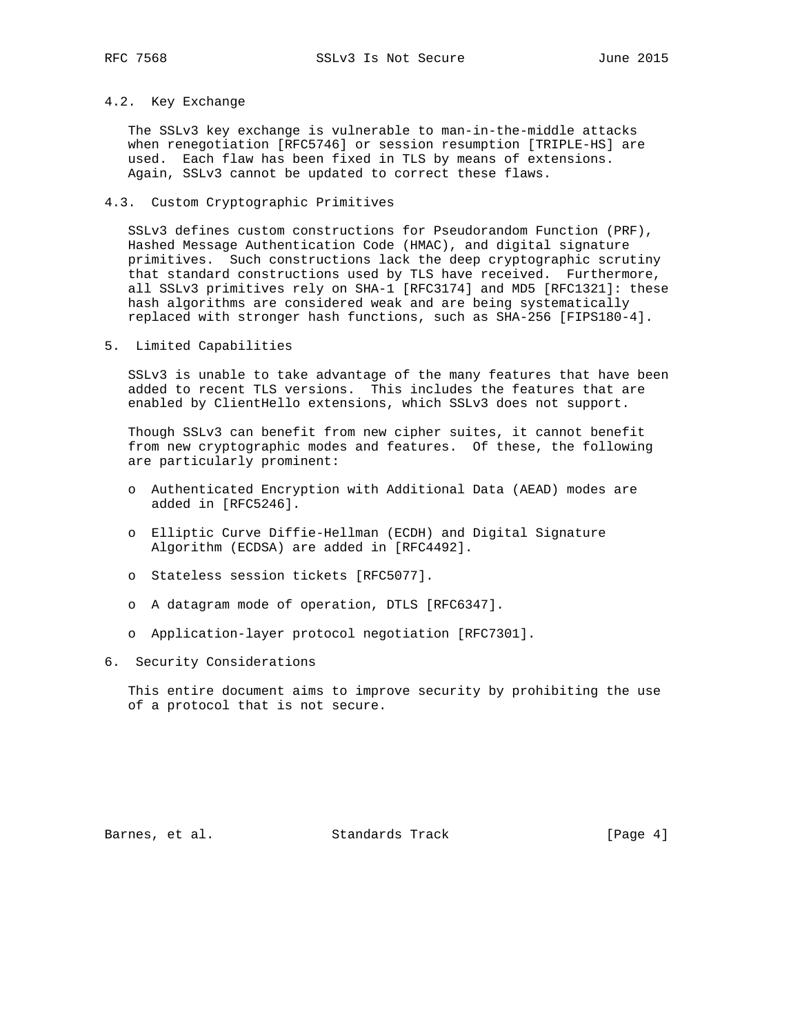### 4.2. Key Exchange

The SSLv3 key exchange is vulnerable to man-in-the-middle attacks when renegotiation [RFC5746] or session resumption [TRIPLE-HS] are used. Each flaw has been fixed in TLS by means of extensions. Again, SSLv3 cannot be updated to correct these flaws.

### 4.3. Custom Cryptographic Primitives

SSLv3 defines custom constructions for Pseudorandom Function (PRF), Hashed Message Authentication Code (HMAC), and digital signature primitives. Such constructions lack the deep cryptographic scrutiny that standard constructions used by TLS have received. Furthermore, all SSLv3 primitives rely on SHA-1 [RFC3174] and MD5 [RFC1321]: these hash algorithms are considered weak and are being systematically replaced with stronger hash functions, such as SHA-256 [FIPS180-4].

## 5. Limited Capabilities

SSLv3 is unable to take advantage of the many features that have been added to recent TLS versions. This includes the features that are enabled by ClientHello extensions, which SSLv3 does not support.

Though SSLv3 can benefit from new cipher suites, it cannot benefit from new cryptographic modes and features. Of these, the following are particularly prominent:

- Authenticated Encryption with Additional Data (AEAD) modes are added in [RFC5246].
- Elliptic Curve Diffie-Hellman (ECDH) and Digital Signature Algorithm (ECDSA) are added in [RFC4492].
- Stateless session tickets [RFC5077].
- A datagram mode of operation, DTLS [RFC6347].
- Application-layer protocol negotiation [RFC7301].

## 6. Security Considerations

This entire document aims to improve security by prohibiting the use of a protocol that is not secure.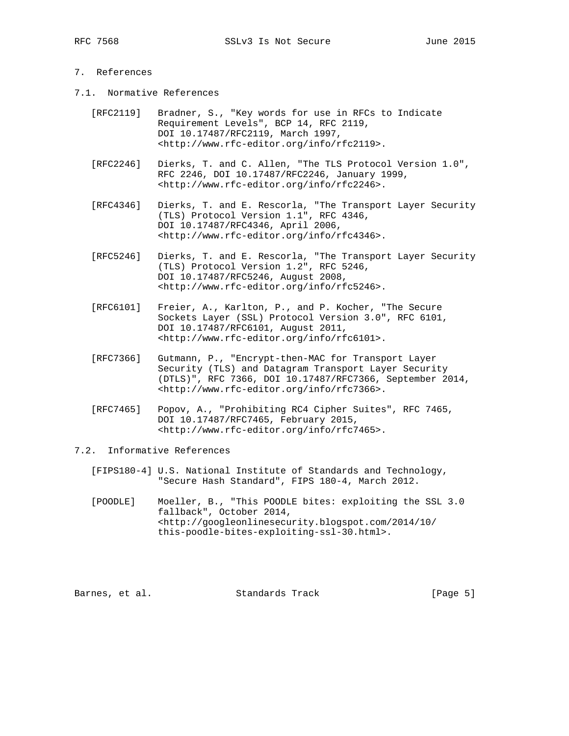## 7. References

### 7.1. Normative References

[RFC2119] Bradner, S., "Key words for use in RFCs to Indicate Requirement Levels", BCP 14, RFC 2119, DOI 10.17487/RFC2119, March 1997, <http://www.rfc-editor.org/info/rfc2119>.

[RFC2246] Dierks, T. and C. Allen, "The TLS Protocol Version 1.0", RFC 2246, DOI 10.17487/RFC2246, January 1999, <http://www.rfc-editor.org/info/rfc2246>.

[RFC4346] Dierks, T. and E. Rescorla, "The Transport Layer Security (TLS) Protocol Version 1.1", RFC 4346, DOI 10.17487/RFC4346, April 2006, <http://www.rfc-editor.org/info/rfc4346>.

[RFC5246] Dierks, T. and E. Rescorla, "The Transport Layer Security (TLS) Protocol Version 1.2", RFC 5246, DOI 10.17487/RFC5246, August 2008, <http://www.rfc-editor.org/info/rfc5246>.

[RFC6101] Freier, A., Karlton, P., and P. Kocher, "The Secure Sockets Layer (SSL) Protocol Version 3.0", RFC 6101, DOI 10.17487/RFC6101, August 2011, <http://www.rfc-editor.org/info/rfc6101>.

[RFC7366] Gutmann, P., "Encrypt-then-MAC for Transport Layer Security (TLS) and Datagram Transport Layer Security (DTLS)", RFC 7366, DOI 10.17487/RFC7366, September 2014, <http://www.rfc-editor.org/info/rfc7366>.

[RFC7465] Popov, A., "Prohibiting RC4 Cipher Suites", RFC 7465, DOI 10.17487/RFC7465, February 2015, <http://www.rfc-editor.org/info/rfc7465>.

### 7.2. Informative References

[FIPS180-4] U.S. National Institute of Standards and Technology, "Secure Hash Standard", FIPS 180-4, March 2012.

[POODLE] Moeller, B., "This POODLE bites: exploiting the SSL 3.0 fallback", October 2014, <http://googleonlinesecurity.blogspot.com/2014/10/this-poodle-bites-exploiting-ssl-30.html>.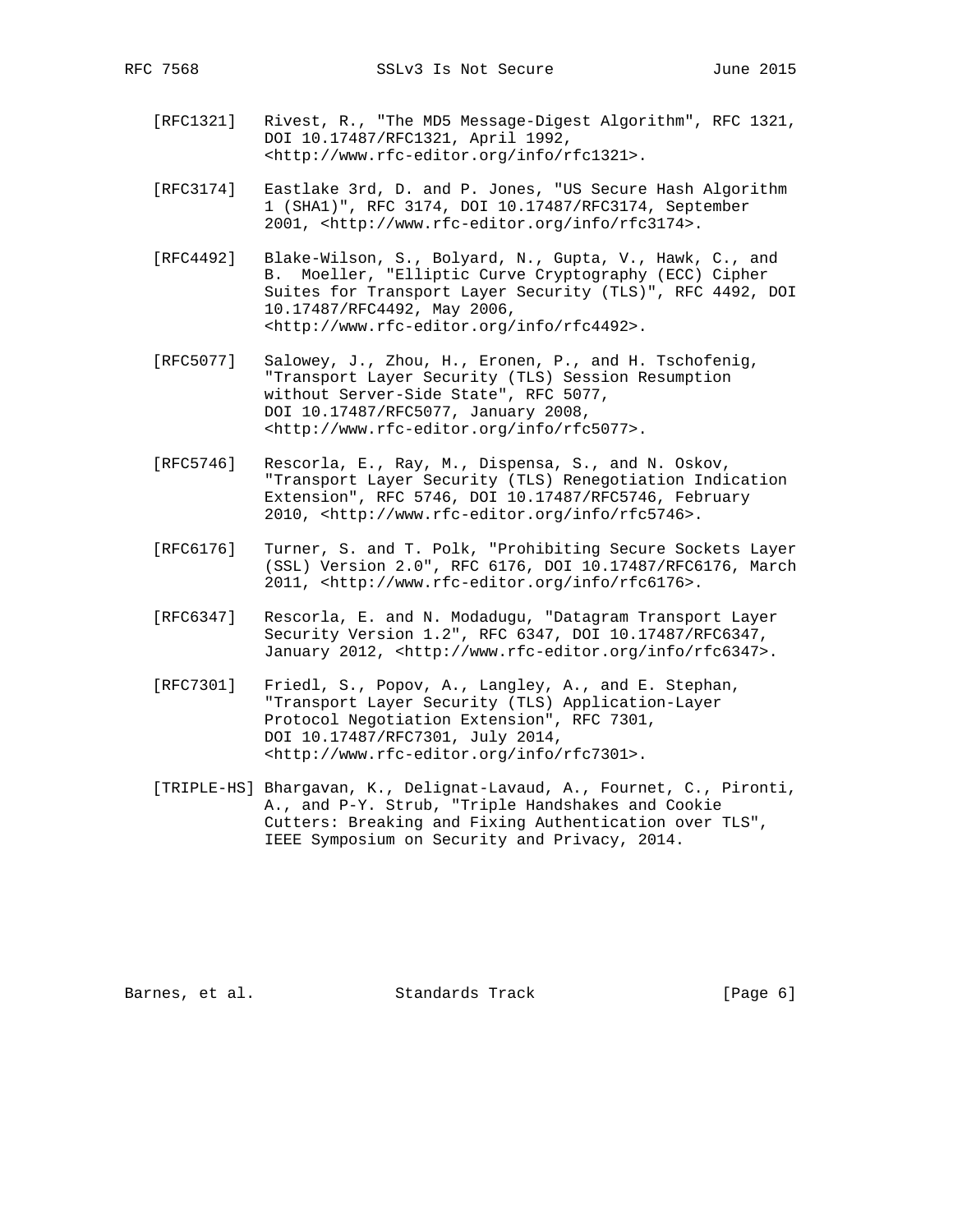[RFC1321] Rivest, R., "The MD5 Message-Digest Algorithm", RFC 1321, DOI 10.17487/RFC1321, April 1992, <http://www.rfc-editor.org/info/rfc1321>.

[RFC3174] Eastlake 3rd, D. and P. Jones, "US Secure Hash Algorithm 1 (SHA1)", RFC 3174, DOI 10.17487/RFC3174, September 2001, <http://www.rfc-editor.org/info/rfc3174>.

[RFC4492] Blake-Wilson, S., Bolyard, N., Gupta, V., Hawk, C., and B. Moeller, "Elliptic Curve Cryptography (ECC) Cipher Suites for Transport Layer Security (TLS)", RFC 4492, DOI 10.17487/RFC4492, May 2006, <http://www.rfc-editor.org/info/rfc4492>.

[RFC5077] Salowey, J., Zhou, H., Eronen, P., and H. Tschofenig, "Transport Layer Security (TLS) Session Resumption without Server-Side State", RFC 5077, DOI 10.17487/RFC5077, January 2008, <http://www.rfc-editor.org/info/rfc5077>.

[RFC5746] Rescorla, E., Ray, M., Dispensa, S., and N. Oskov, "Transport Layer Security (TLS) Renegotiation Indication Extension", RFC 5746, DOI 10.17487/RFC5746, February 2010, <http://www.rfc-editor.org/info/rfc5746>.

[RFC6176] Turner, S. and T. Polk, "Prohibiting Secure Sockets Layer (SSL) Version 2.0", RFC 6176, DOI 10.17487/RFC6176, March 2011, <http://www.rfc-editor.org/info/rfc6176>.

[RFC6347] Rescorla, E. and N. Modadugu, "Datagram Transport Layer Security Version 1.2", RFC 6347, DOI 10.17487/RFC6347, January 2012, <http://www.rfc-editor.org/info/rfc6347>.

[RFC7301] Friedl, S., Popov, A., Langley, A., and E. Stephan, "Transport Layer Security (TLS) Application-Layer Protocol Negotiation Extension", RFC 7301, DOI 10.17487/RFC7301, July 2014, <http://www.rfc-editor.org/info/rfc7301>.

[TRIPLE-HS] Bhargavan, K., Delignat-Lavaud, A., Fournet, C., Pironti, A., and P-Y. Strub, "Triple Handshakes and Cookie Cutters: Breaking and Fixing Authentication over TLS", IEEE Symposium on Security and Privacy, 2014.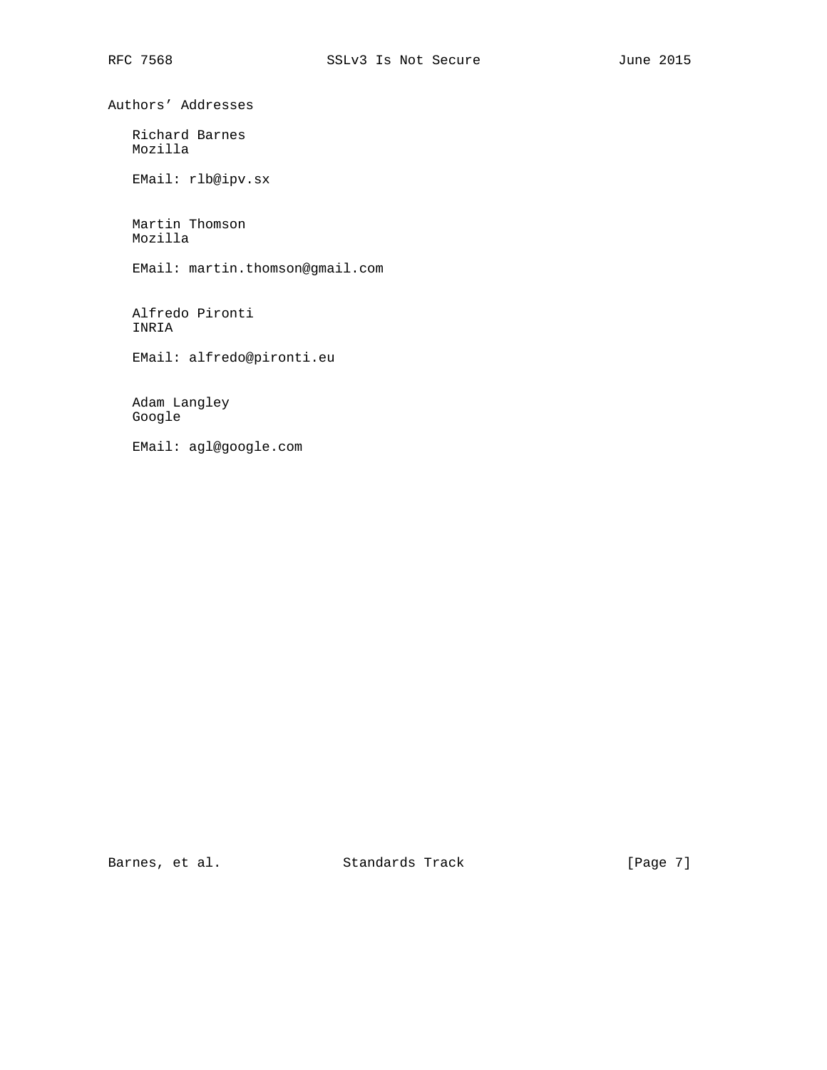## Authors' Addresses

Richard Barnes
Mozilla

EMail: rlb@ipv.sx

Martin Thomson
Mozilla

EMail: martin.thomson@gmail.com

Alfredo Pironti
INRIA

EMail: alfredo@pironti.eu

Adam Langley
Google

EMail: agl@google.com